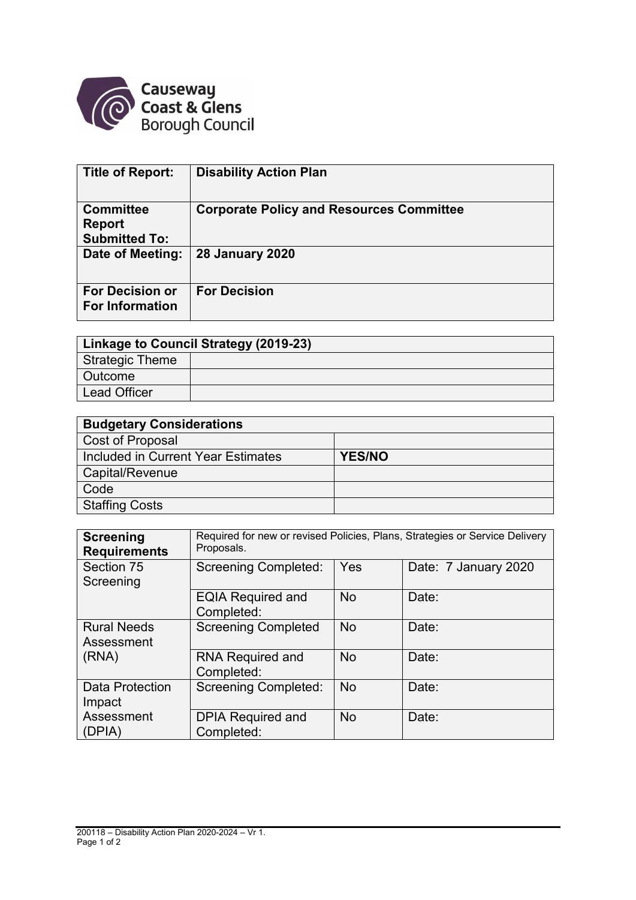Causeway Coast & Glens Borough Council

| Title of Report: | Disability Action Plan |
|---|---|
| Committee Report Submitted To: | Corporate Policy and Resources Committee |
| Date of Meeting: | 28 January 2020 |
| For Decision or For Information | For Decision |

| Linkage to Council Strategy (2019-23) | |
|---|---|
| Strategic Theme | |
| Outcome | |
| Lead Officer | |

| Budgetary Considerations | |
|---|---|
| Cost of Proposal | |
| Included in Current Year Estimates | **YES/NO** |
| Capital/Revenue | |
| Code | |
| Staffing Costs | |

| Screening Requirements | Required for new or revised Policies, Plans, Strategies or Service Delivery Proposals. | | |
|---|---|---|---|
| Section 75 Screening | Screening Completed: | Yes | Date: 7 January 2020 |
| | EQIA Required and Completed: | No | Date: |
| Rural Needs Assessment (RNA) | Screening Completed | No | Date: |
| | RNA Required and Completed: | No | Date: |
| Data Protection Impact Assessment (DPIA) | Screening Completed: | No | Date: |
| | DPIA Required and Completed: | No | Date: |

200118 – Disability Action Plan 2020-2024 – Vr 1.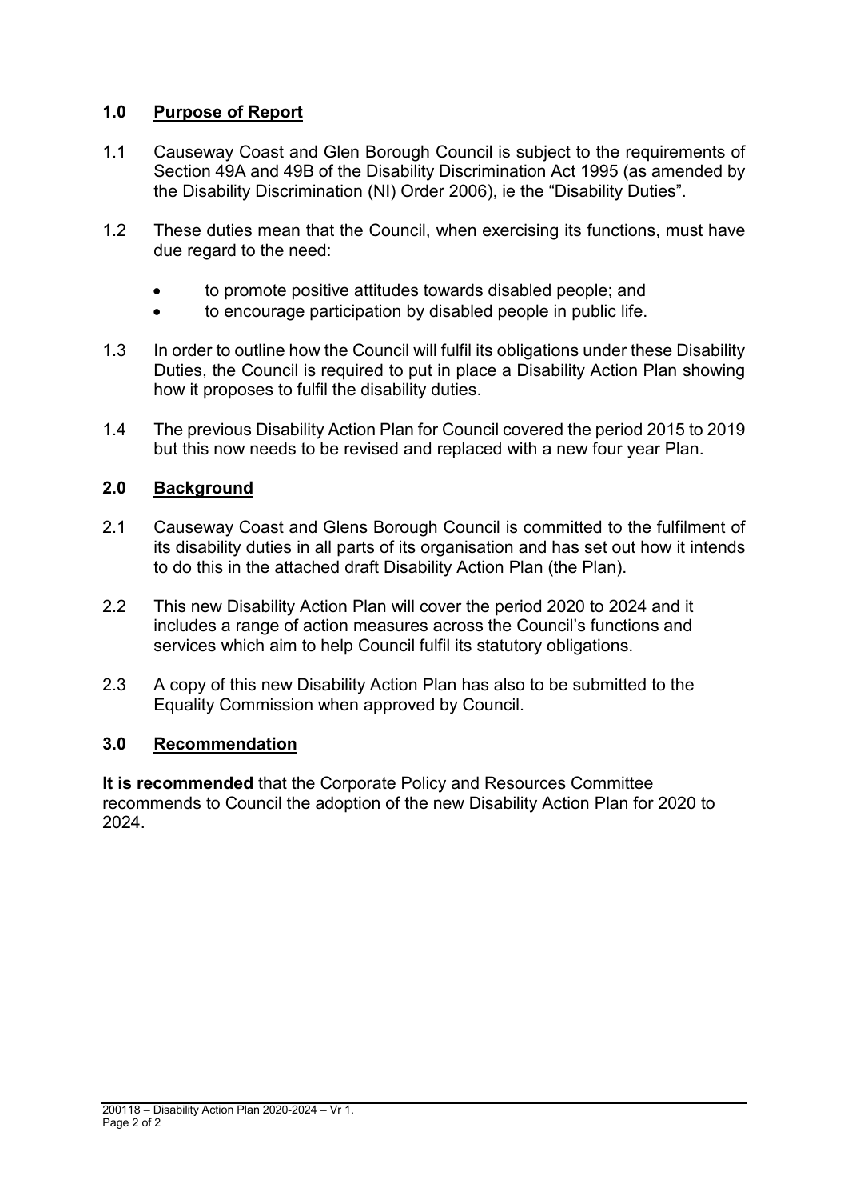## 1.0 Purpose of Report

1.1 Causeway Coast and Glen Borough Council is subject to the requirements of Section 49A and 49B of the Disability Discrimination Act 1995 (as amended by the Disability Discrimination (NI) Order 2006), ie the "Disability Duties".

1.2 These duties mean that the Council, when exercising its functions, must have due regard to the need:

- to promote positive attitudes towards disabled people; and
- to encourage participation by disabled people in public life.

1.3 In order to outline how the Council will fulfil its obligations under these Disability Duties, the Council is required to put in place a Disability Action Plan showing how it proposes to fulfil the disability duties.

1.4 The previous Disability Action Plan for Council covered the period 2015 to 2019 but this now needs to be revised and replaced with a new four year Plan.

## 2.0 Background

2.1 Causeway Coast and Glens Borough Council is committed to the fulfilment of its disability duties in all parts of its organisation and has set out how it intends to do this in the attached draft Disability Action Plan (the Plan).

2.2 This new Disability Action Plan will cover the period 2020 to 2024 and it includes a range of action measures across the Council's functions and services which aim to help Council fulfil its statutory obligations.

2.3 A copy of this new Disability Action Plan has also to be submitted to the Equality Commission when approved by Council.

## 3.0 Recommendation

**It is recommended** that the Corporate Policy and Resources Committee recommends to Council the adoption of the new Disability Action Plan for 2020 to 2024.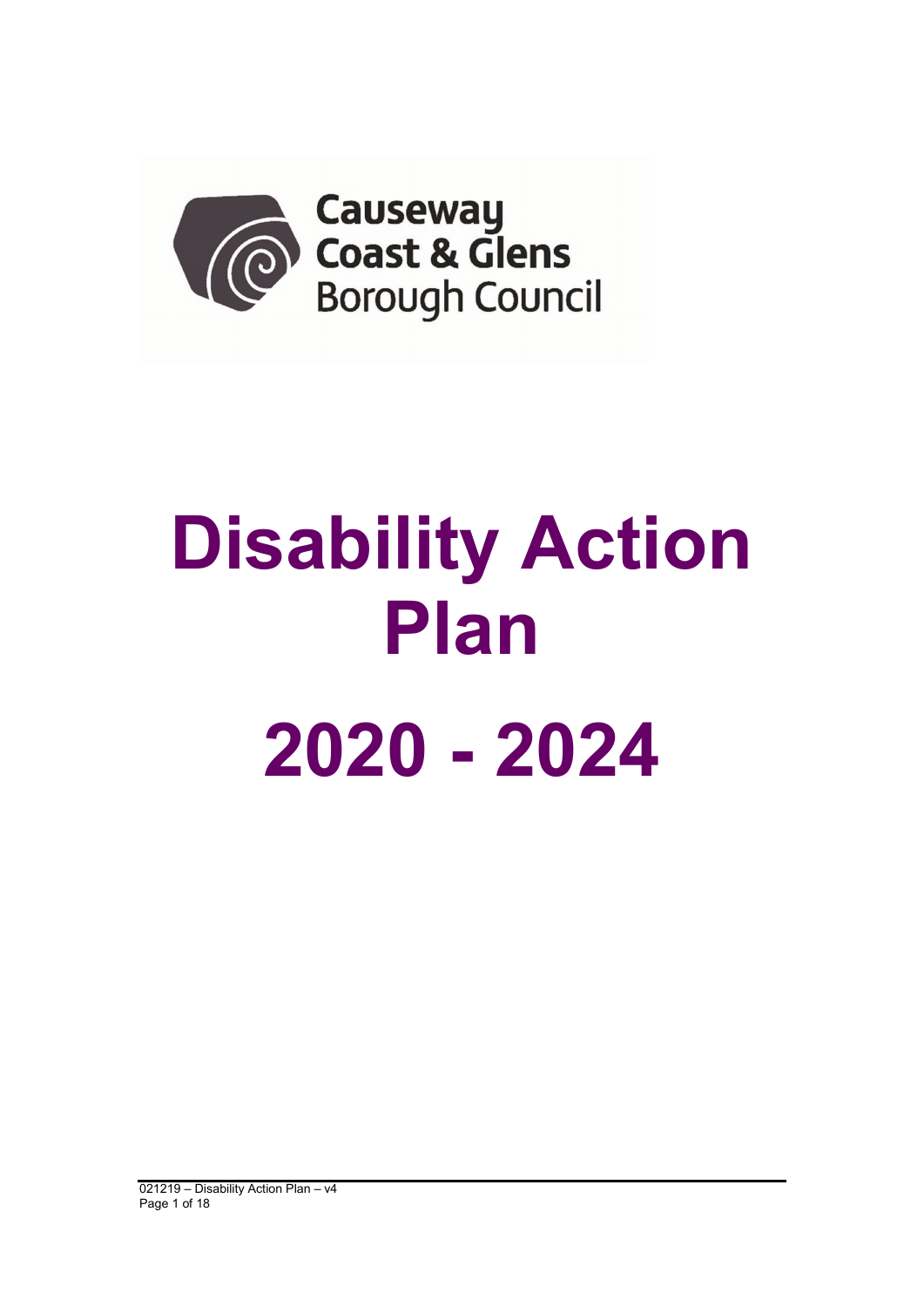Causeway Coast & Glens Borough Council

# Disability Action Plan

# 2020 - 2024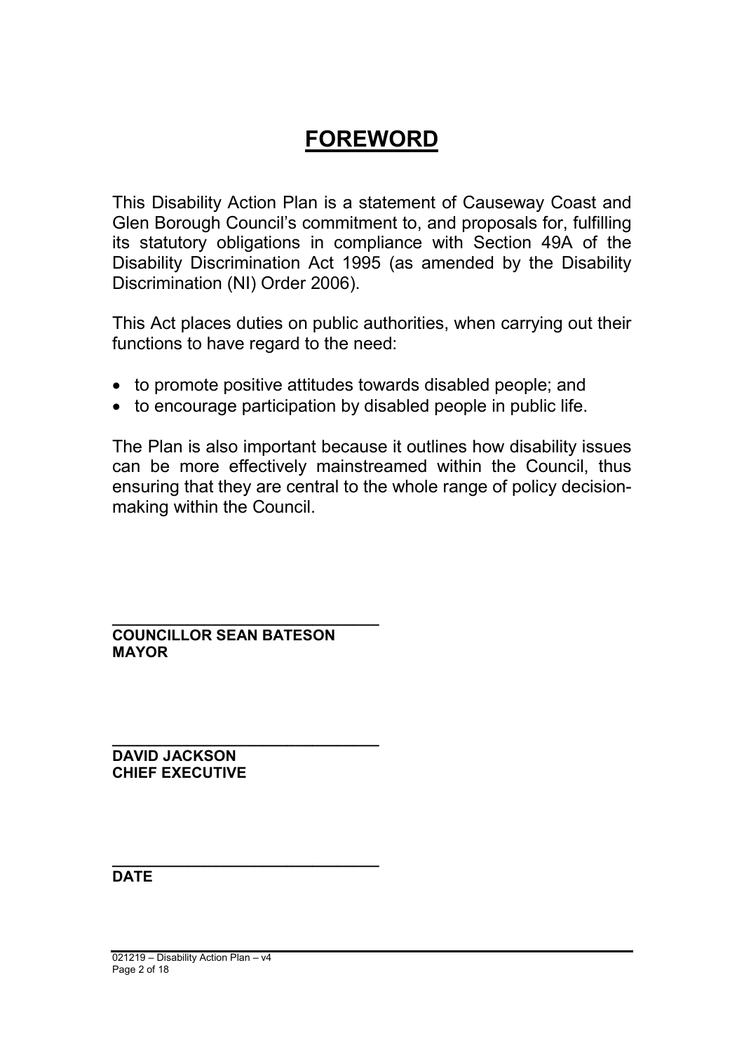# FOREWORD

This Disability Action Plan is a statement of Causeway Coast and Glen Borough Council's commitment to, and proposals for, fulfilling its statutory obligations in compliance with Section 49A of the Disability Discrimination Act 1995 (as amended by the Disability Discrimination (NI) Order 2006).

This Act places duties on public authorities, when carrying out their functions to have regard to the need:

- to promote positive attitudes towards disabled people; and
- to encourage participation by disabled people in public life.

The Plan is also important because it outlines how disability issues can be more effectively mainstreamed within the Council, thus ensuring that they are central to the whole range of policy decision-making within the Council.

\_\_\_\_\_\_\_\_\_\_\_\_\_\_\_\_\_\_\_\_\_\_\_\_\_\_\_\_\_\_
**COUNCILLOR SEAN BATESON**
**MAYOR**

\_\_\_\_\_\_\_\_\_\_\_\_\_\_\_\_\_\_\_\_\_\_\_\_\_\_\_\_\_\_
**DAVID JACKSON**
**CHIEF EXECUTIVE**

\_\_\_\_\_\_\_\_\_\_\_\_\_\_\_\_\_\_\_\_\_\_\_\_\_\_\_\_\_\_
**DATE**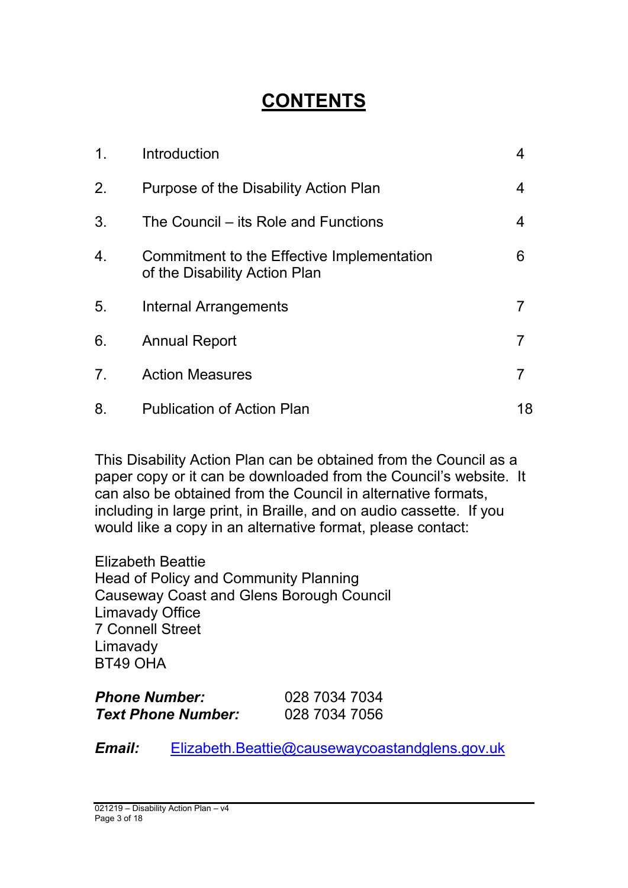# CONTENTS

| | | |
|---|---|---|
| 1. | Introduction | 4 |
| 2. | Purpose of the Disability Action Plan | 4 |
| 3. | The Council – its Role and Functions | 4 |
| 4. | Commitment to the Effective Implementation of the Disability Action Plan | 6 |
| 5. | Internal Arrangements | 7 |
| 6. | Annual Report | 7 |
| 7. | Action Measures | 7 |
| 8. | Publication of Action Plan | 18 |

This Disability Action Plan can be obtained from the Council as a paper copy or it can be downloaded from the Council's website. It can also be obtained from the Council in alternative formats, including in large print, in Braille, and on audio cassette. If you would like a copy in an alternative format, please contact:

Elizabeth Beattie
Head of Policy and Community Planning
Causeway Coast and Glens Borough Council
Limavady Office
7 Connell Street
Limavady
BT49 OHA

***Phone Number:*** 028 7034 7034
***Text Phone Number:*** 028 7034 7056

***Email:*** Elizabeth.Beattie@causewaycoastandglens.gov.uk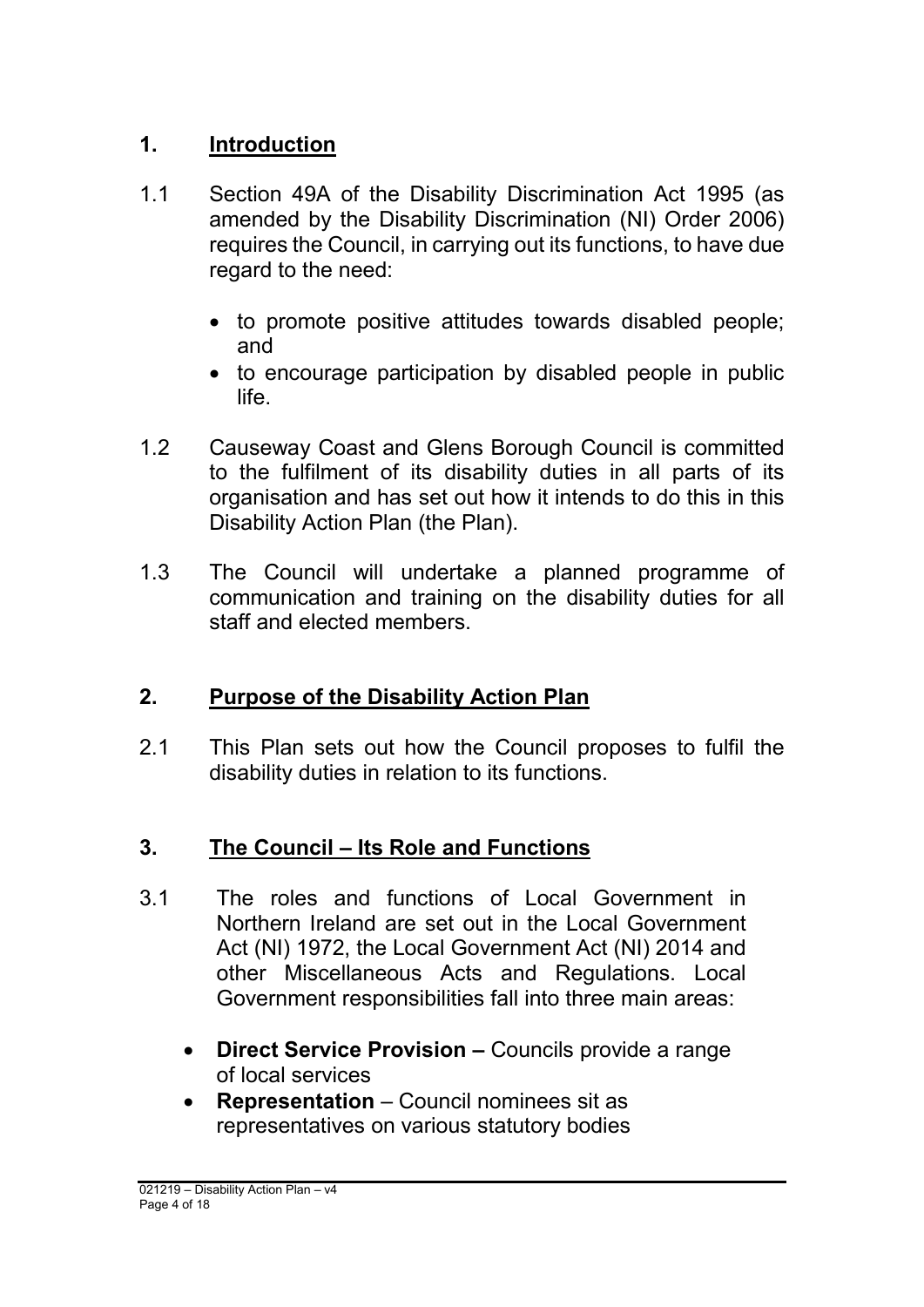## 1. Introduction

1.1 Section 49A of the Disability Discrimination Act 1995 (as amended by the Disability Discrimination (NI) Order 2006) requires the Council, in carrying out its functions, to have due regard to the need:

- to promote positive attitudes towards disabled people; and
- to encourage participation by disabled people in public life.

1.2 Causeway Coast and Glens Borough Council is committed to the fulfilment of its disability duties in all parts of its organisation and has set out how it intends to do this in this Disability Action Plan (the Plan).

1.3 The Council will undertake a planned programme of communication and training on the disability duties for all staff and elected members.

## 2. Purpose of the Disability Action Plan

2.1 This Plan sets out how the Council proposes to fulfil the disability duties in relation to its functions.

## 3. The Council – Its Role and Functions

3.1 The roles and functions of Local Government in Northern Ireland are set out in the Local Government Act (NI) 1972, the Local Government Act (NI) 2014 and other Miscellaneous Acts and Regulations. Local Government responsibilities fall into three main areas:

- **Direct Service Provision –** Councils provide a range of local services
- **Representation** – Council nominees sit as representatives on various statutory bodies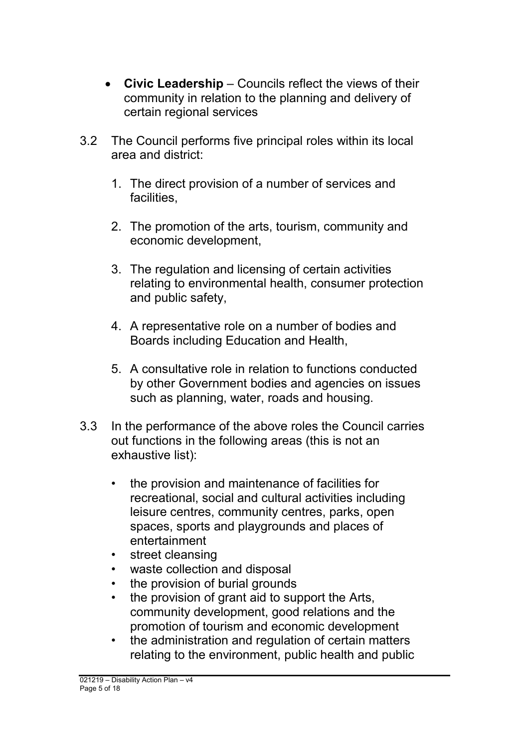- **Civic Leadership** – Councils reflect the views of their community in relation to the planning and delivery of certain regional services

3.2 The Council performs five principal roles within its local area and district:

1. The direct provision of a number of services and facilities,

2. The promotion of the arts, tourism, community and economic development,

3. The regulation and licensing of certain activities relating to environmental health, consumer protection and public safety,

4. A representative role on a number of bodies and Boards including Education and Health,

5. A consultative role in relation to functions conducted by other Government bodies and agencies on issues such as planning, water, roads and housing.

3.3 In the performance of the above roles the Council carries out functions in the following areas (this is not an exhaustive list):

- the provision and maintenance of facilities for recreational, social and cultural activities including leisure centres, community centres, parks, open spaces, sports and playgrounds and places of entertainment
- street cleansing
- waste collection and disposal
- the provision of burial grounds
- the provision of grant aid to support the Arts, community development, good relations and the promotion of tourism and economic development
- the administration and regulation of certain matters relating to the environment, public health and public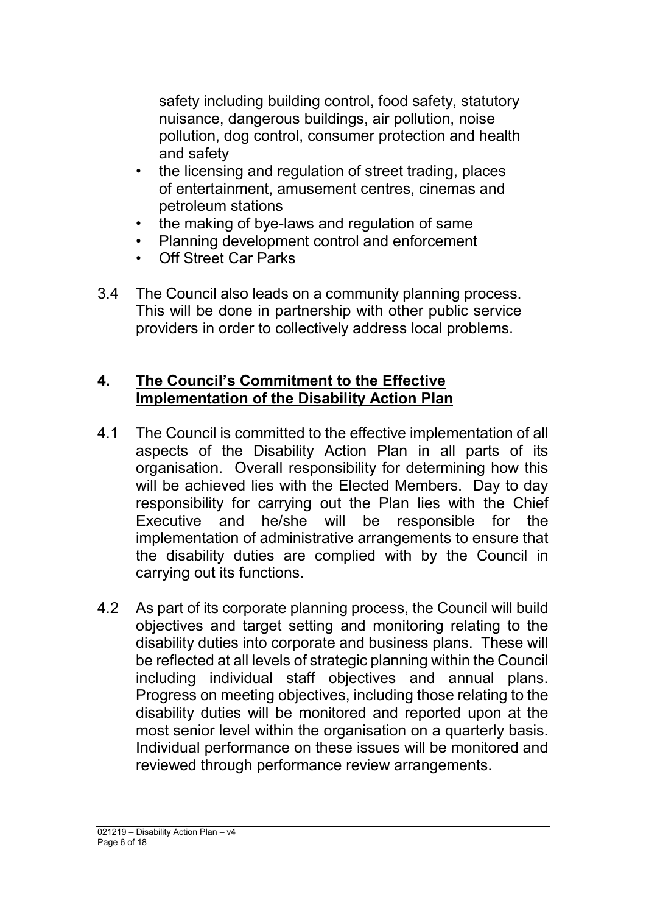safety including building control, food safety, statutory nuisance, dangerous buildings, air pollution, noise pollution, dog control, consumer protection and health and safety

- the licensing and regulation of street trading, places of entertainment, amusement centres, cinemas and petroleum stations
- the making of bye-laws and regulation of same
- Planning development control and enforcement
- Off Street Car Parks

3.4 The Council also leads on a community planning process. This will be done in partnership with other public service providers in order to collectively address local problems.

## 4. The Council's Commitment to the Effective Implementation of the Disability Action Plan

4.1 The Council is committed to the effective implementation of all aspects of the Disability Action Plan in all parts of its organisation. Overall responsibility for determining how this will be achieved lies with the Elected Members. Day to day responsibility for carrying out the Plan lies with the Chief Executive and he/she will be responsible for the implementation of administrative arrangements to ensure that the disability duties are complied with by the Council in carrying out its functions.

4.2 As part of its corporate planning process, the Council will build objectives and target setting and monitoring relating to the disability duties into corporate and business plans. These will be reflected at all levels of strategic planning within the Council including individual staff objectives and annual plans. Progress on meeting objectives, including those relating to the disability duties will be monitored and reported upon at the most senior level within the organisation on a quarterly basis. Individual performance on these issues will be monitored and reviewed through performance review arrangements.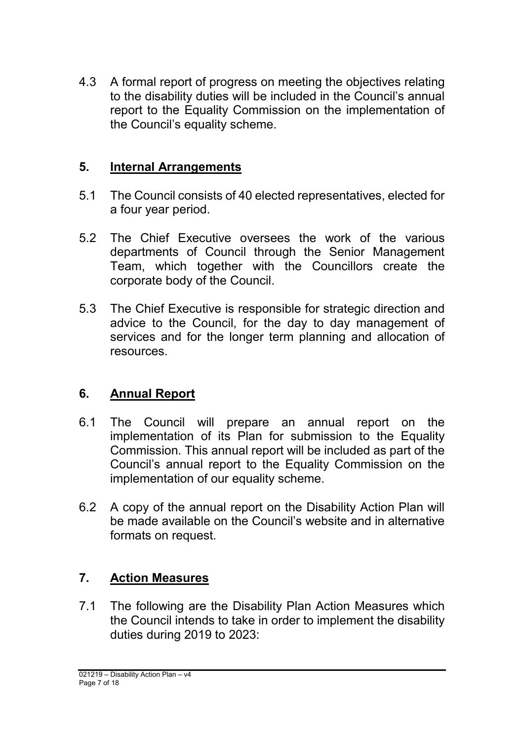4.3 A formal report of progress on meeting the objectives relating to the disability duties will be included in the Council's annual report to the Equality Commission on the implementation of the Council's equality scheme.

## 5. Internal Arrangements

5.1 The Council consists of 40 elected representatives, elected for a four year period.

5.2 The Chief Executive oversees the work of the various departments of Council through the Senior Management Team, which together with the Councillors create the corporate body of the Council.

5.3 The Chief Executive is responsible for strategic direction and advice to the Council, for the day to day management of services and for the longer term planning and allocation of resources.

## 6. Annual Report

6.1 The Council will prepare an annual report on the implementation of its Plan for submission to the Equality Commission. This annual report will be included as part of the Council's annual report to the Equality Commission on the implementation of our equality scheme.

6.2 A copy of the annual report on the Disability Action Plan will be made available on the Council's website and in alternative formats on request.

## 7. Action Measures

7.1 The following are the Disability Plan Action Measures which the Council intends to take in order to implement the disability duties during 2019 to 2023: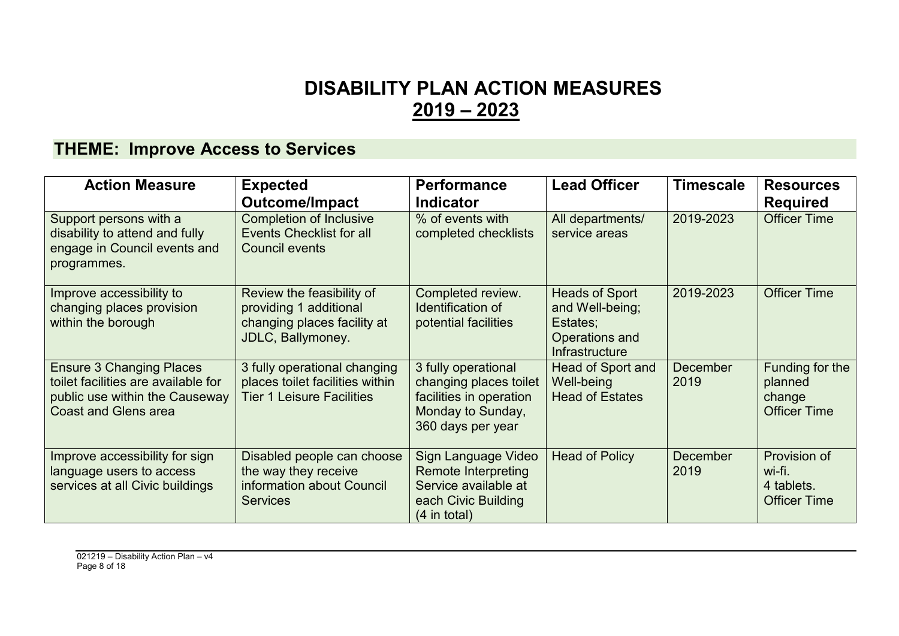# DISABILITY PLAN ACTION MEASURES
## 2019 – 2023

## THEME: Improve Access to Services

| Action Measure | Expected Outcome/Impact | Performance Indicator | Lead Officer | Timescale | Resources Required |
|---|---|---|---|---|---|
| Support persons with a disability to attend and fully engage in Council events and programmes. | Completion of Inclusive Events Checklist for all Council events | % of events with completed checklists | All departments/ service areas | 2019-2023 | Officer Time |
| Improve accessibility to changing places provision within the borough | Review the feasibility of providing 1 additional changing places facility at JDLC, Ballymoney. | Completed review. Identification of potential facilities | Heads of Sport and Well-being; Estates; Operations and Infrastructure | 2019-2023 | Officer Time |
| Ensure 3 Changing Places toilet facilities are available for public use within the Causeway Coast and Glens area | 3 fully operational changing places toilet facilities within Tier 1 Leisure Facilities | 3 fully operational changing places toilet facilities in operation Monday to Sunday, 360 days per year | Head of Sport and Well-being Head of Estates | December 2019 | Funding for the planned change Officer Time |
| Improve accessibility for sign language users to access services at all Civic buildings | Disabled people can choose the way they receive information about Council Services | Sign Language Video Remote Interpreting Service available at each Civic Building (4 in total) | Head of Policy | December 2019 | Provision of wi-fi. 4 tablets. Officer Time |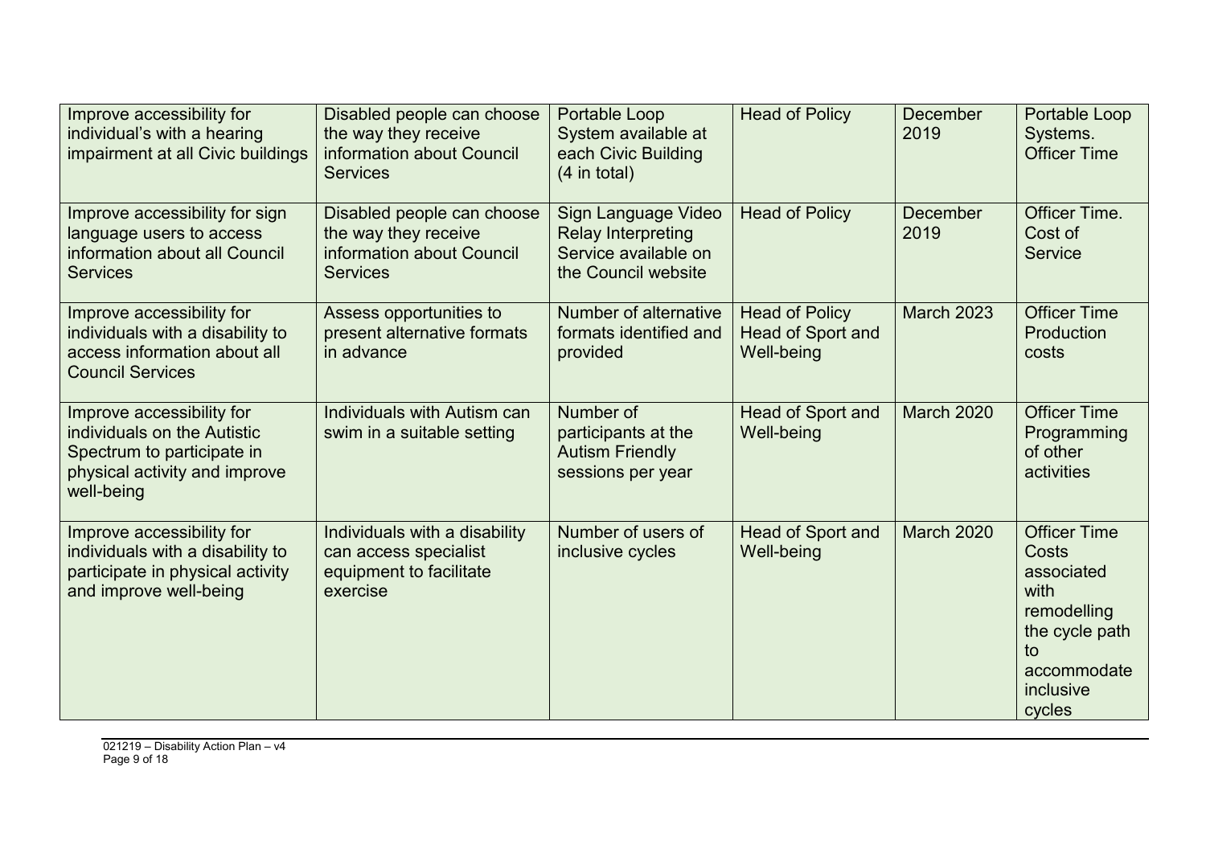| Improve accessibility for individual's with a hearing impairment at all Civic buildings | Disabled people can choose the way they receive information about Council Services | Portable Loop System available at each Civic Building (4 in total) | Head of Policy | December 2019 | Portable Loop Systems. Officer Time |
|---|---|---|---|---|---|
| Improve accessibility for sign language users to access information about all Council Services | Disabled people can choose the way they receive information about Council Services | Sign Language Video Relay Interpreting Service available on the Council website | Head of Policy | December 2019 | Officer Time. Cost of Service |
| Improve accessibility for individuals with a disability to access information about all Council Services | Assess opportunities to present alternative formats in advance | Number of alternative formats identified and provided | Head of Policy Head of Sport and Well-being | March 2023 | Officer Time Production costs |
| Improve accessibility for individuals on the Autistic Spectrum to participate in physical activity and improve well-being | Individuals with Autism can swim in a suitable setting | Number of participants at the Autism Friendly sessions per year | Head of Sport and Well-being | March 2020 | Officer Time Programming of other activities |
| Improve accessibility for individuals with a disability to participate in physical activity and improve well-being | Individuals with a disability can access specialist equipment to facilitate exercise | Number of users of inclusive cycles | Head of Sport and Well-being | March 2020 | Officer Time Costs associated with remodelling the cycle path to accommodate inclusive cycles |

021219 – Disability Action Plan – v4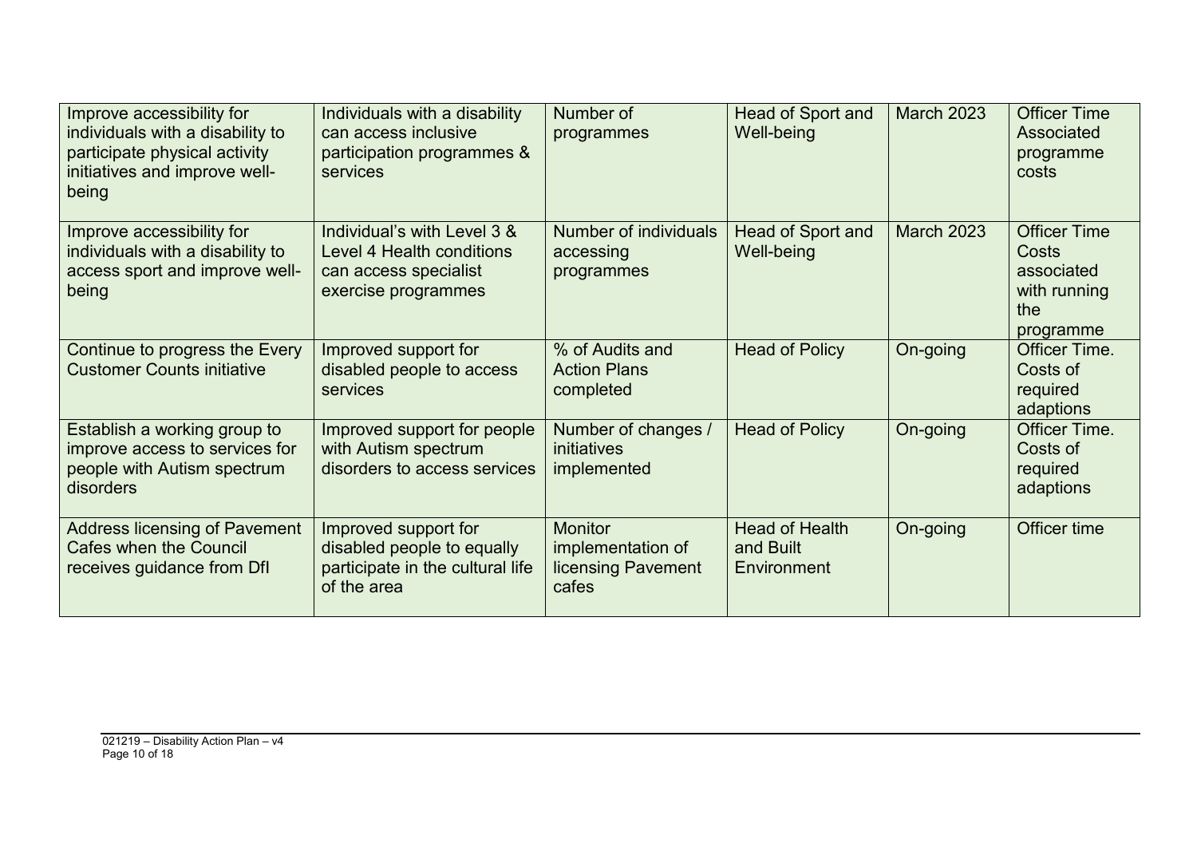| | | | | | |
|---|---|---|---|---|---|
| Improve accessibility for individuals with a disability to participate physical activity initiatives and improve well-being | Individuals with a disability can access inclusive participation programmes & services | Number of programmes | Head of Sport and Well-being | March 2023 | Officer Time Associated programme costs |
| Improve accessibility for individuals with a disability to access sport and improve well-being | Individual's with Level 3 & Level 4 Health conditions can access specialist exercise programmes | Number of individuals accessing programmes | Head of Sport and Well-being | March 2023 | Officer Time Costs associated with running the programme |
| Continue to progress the Every Customer Counts initiative | Improved support for disabled people to access services | % of Audits and Action Plans completed | Head of Policy | On-going | Officer Time. Costs of required adaptions |
| Establish a working group to improve access to services for people with Autism spectrum disorders | Improved support for people with Autism spectrum disorders to access services | Number of changes / initiatives implemented | Head of Policy | On-going | Officer Time. Costs of required adaptions |
| Address licensing of Pavement Cafes when the Council receives guidance from DfI | Improved support for disabled people to equally participate in the cultural life of the area | Monitor implementation of licensing Pavement cafes | Head of Health and Built Environment | On-going | Officer time |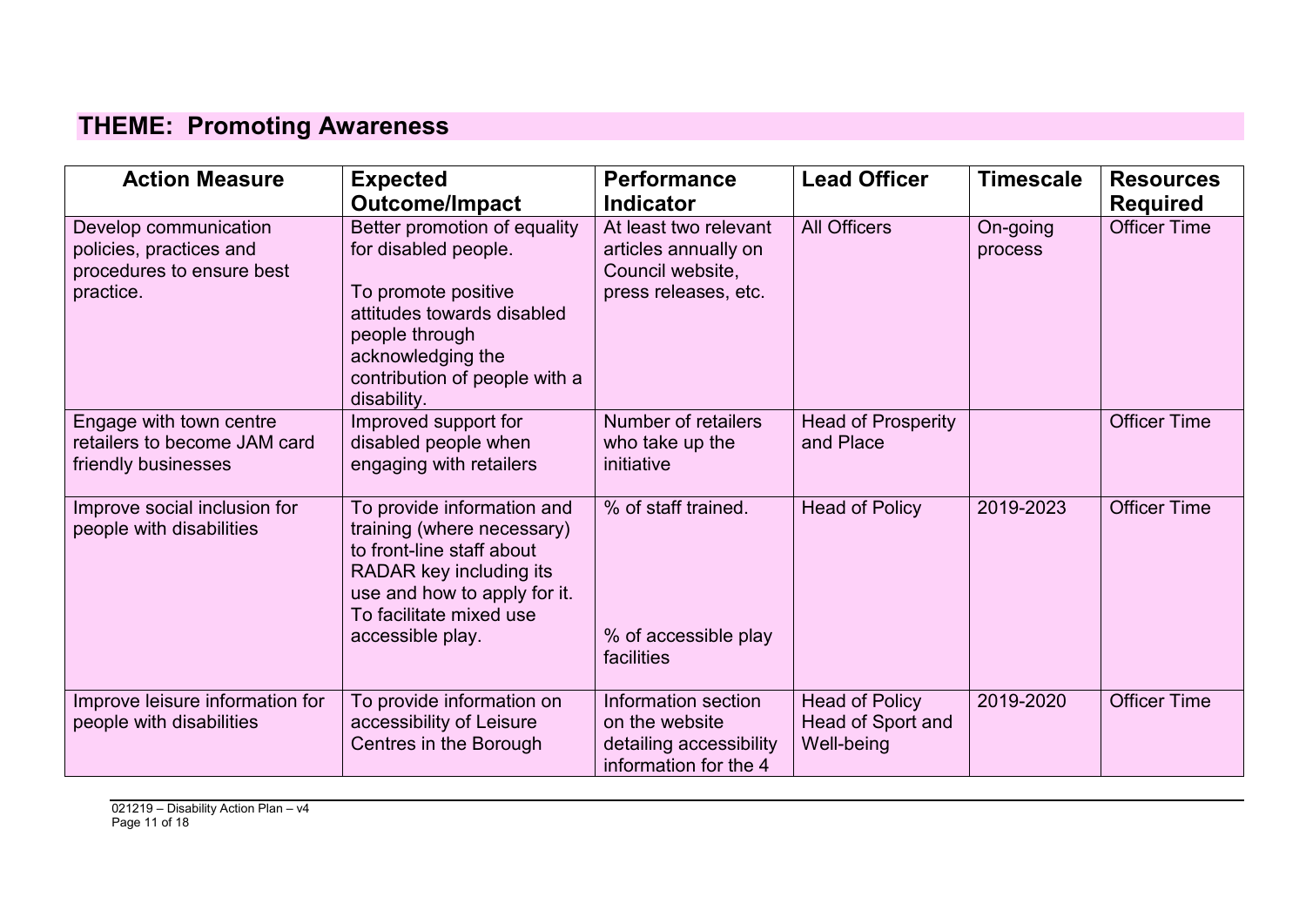## THEME: Promoting Awareness

| Action Measure | Expected Outcome/Impact | Performance Indicator | Lead Officer | Timescale | Resources Required |
|---|---|---|---|---|---|
| Develop communication policies, practices and procedures to ensure best practice. | Better promotion of equality for disabled people.<br><br>To promote positive attitudes towards disabled people through acknowledging the contribution of people with a disability. | At least two relevant articles annually on Council website, press releases, etc. | All Officers | On-going process | Officer Time |
| Engage with town centre retailers to become JAM card friendly businesses | Improved support for disabled people when engaging with retailers | Number of retailers who take up the initiative | Head of Prosperity and Place | | Officer Time |
| Improve social inclusion for people with disabilities | To provide information and training (where necessary) to front-line staff about RADAR key including its use and how to apply for it. To facilitate mixed use accessible play. | % of staff trained.<br><br>% of accessible play facilities | Head of Policy | 2019-2023 | Officer Time |
| Improve leisure information for people with disabilities | To provide information on accessibility of Leisure Centres in the Borough | Information section on the website detailing accessibility information for the 4 | Head of Policy<br>Head of Sport and Well-being | 2019-2020 | Officer Time |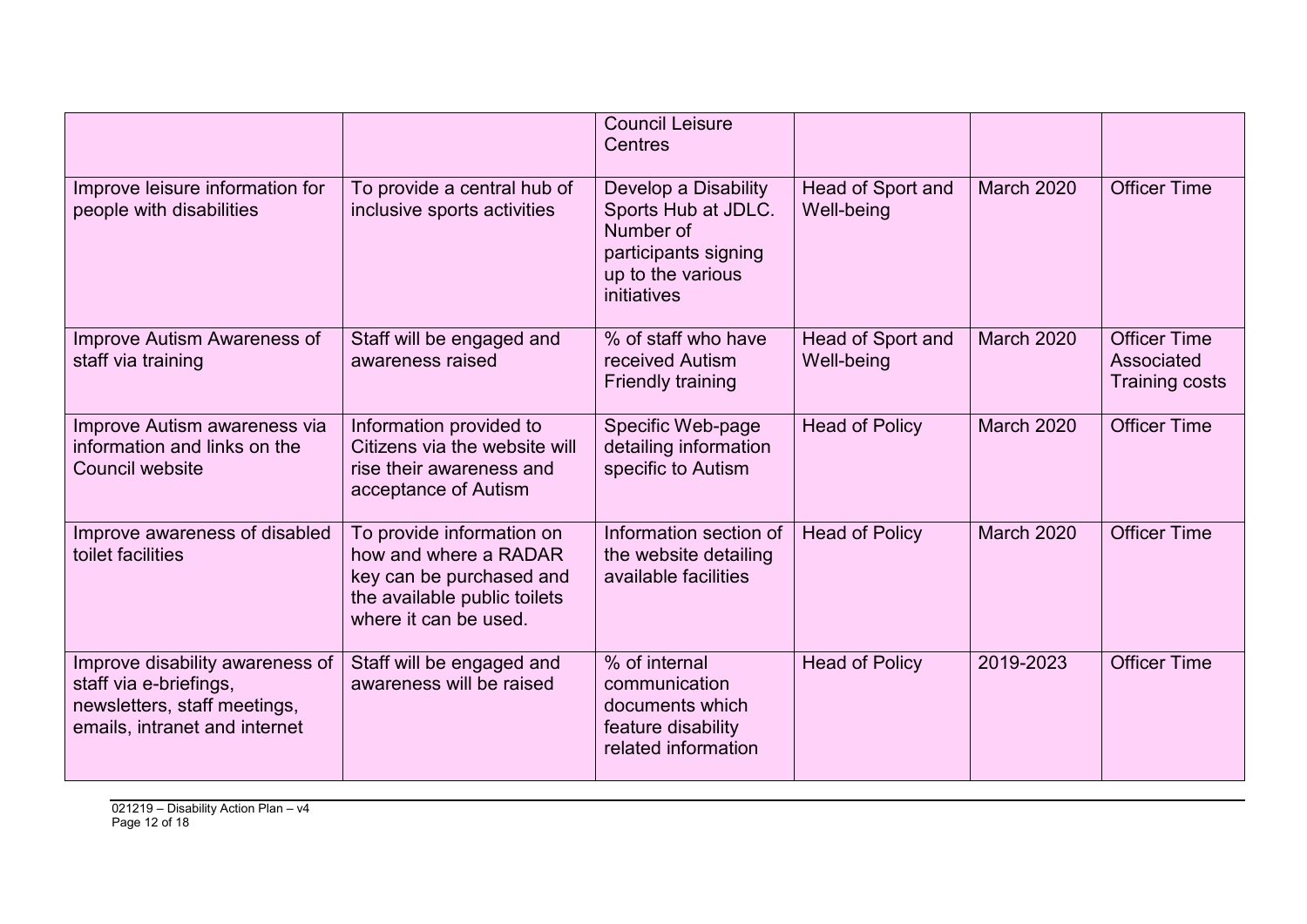| | | | | | |
|---|---|---|---|---|---|
| | | Council Leisure Centres | | | |
| Improve leisure information for people with disabilities | To provide a central hub of inclusive sports activities | Develop a Disability Sports Hub at JDLC. Number of participants signing up to the various initiatives | Head of Sport and Well-being | March 2020 | Officer Time |
| Improve Autism Awareness of staff via training | Staff will be engaged and awareness raised | % of staff who have received Autism Friendly training | Head of Sport and Well-being | March 2020 | Officer Time Associated Training costs |
| Improve Autism awareness via information and links on the Council website | Information provided to Citizens via the website will rise their awareness and acceptance of Autism | Specific Web-page detailing information specific to Autism | Head of Policy | March 2020 | Officer Time |
| Improve awareness of disabled toilet facilities | To provide information on how and where a RADAR key can be purchased and the available public toilets where it can be used. | Information section of the website detailing available facilities | Head of Policy | March 2020 | Officer Time |
| Improve disability awareness of staff via e-briefings, newsletters, staff meetings, emails, intranet and internet | Staff will be engaged and awareness will be raised | % of internal communication documents which feature disability related information | Head of Policy | 2019-2023 | Officer Time |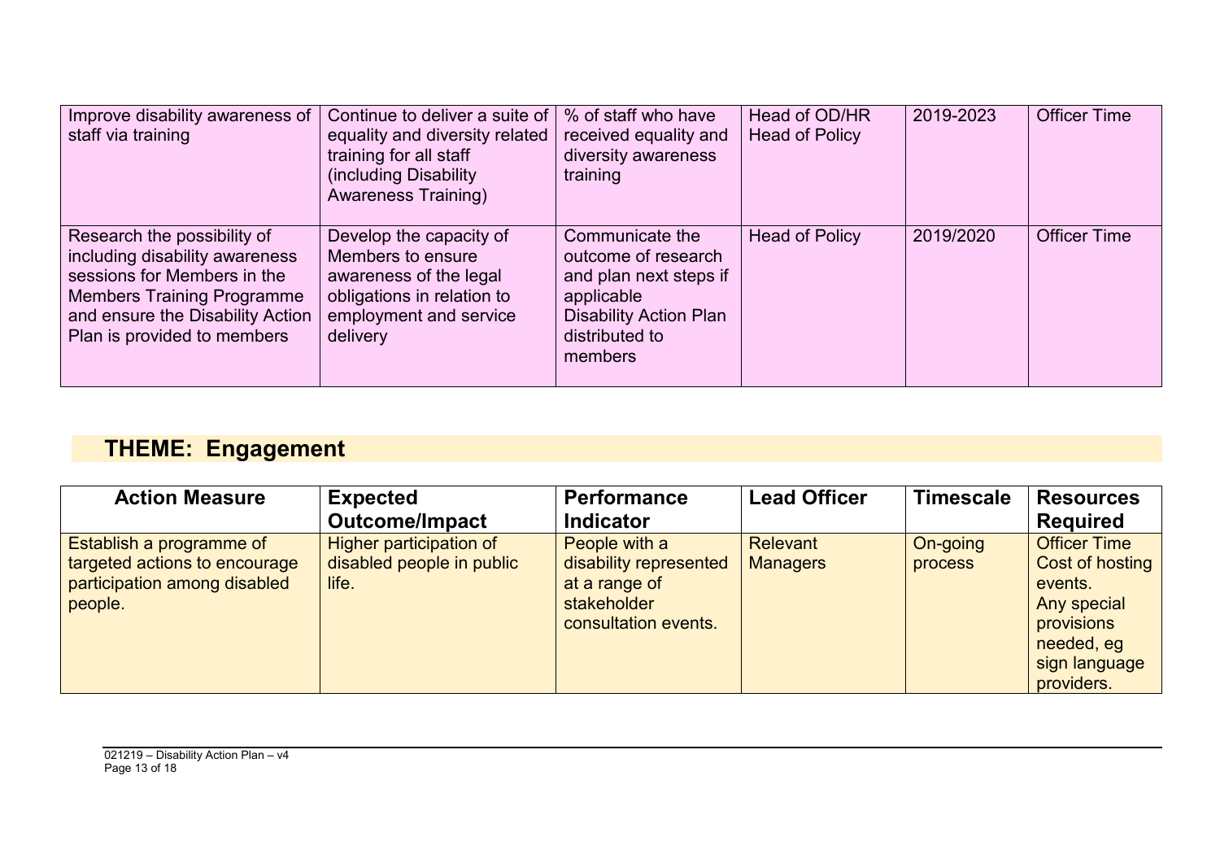| | | | | | |
|---|---|---|---|---|---|
| Improve disability awareness of staff via training | Continue to deliver a suite of equality and diversity related training for all staff (including Disability Awareness Training) | % of staff who have received equality and diversity awareness training | Head of OD/HR<br>Head of Policy | 2019-2023 | Officer Time |
| Research the possibility of including disability awareness sessions for Members in the Members Training Programme and ensure the Disability Action Plan is provided to members | Develop the capacity of Members to ensure awareness of the legal obligations in relation to employment and service delivery | Communicate the outcome of research and plan next steps if applicable<br>Disability Action Plan distributed to members | Head of Policy | 2019/2020 | Officer Time |

## THEME: Engagement

| Action Measure | Expected Outcome/Impact | Performance Indicator | Lead Officer | Timescale | Resources Required |
|---|---|---|---|---|---|
| Establish a programme of targeted actions to encourage participation among disabled people. | Higher participation of disabled people in public life. | People with a disability represented at a range of stakeholder consultation events. | Relevant Managers | On-going process | Officer Time<br>Cost of hosting events.<br>Any special provisions needed, eg sign language providers. |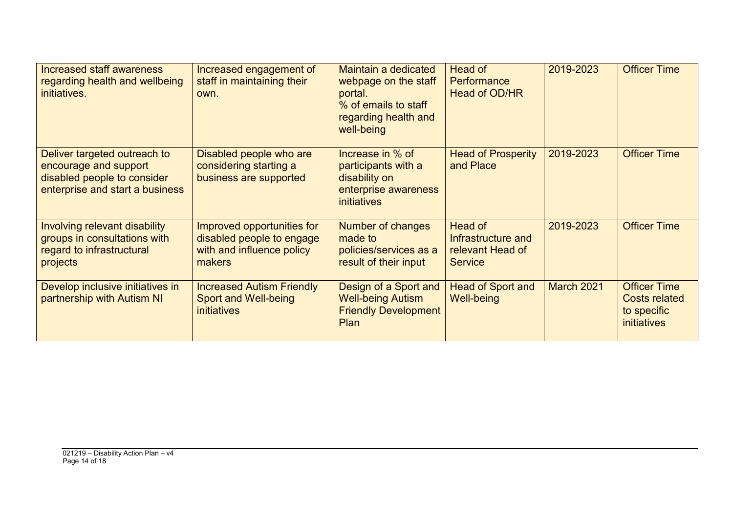| | | | | | |
|---|---|---|---|---|---|
| Increased staff awareness regarding health and wellbeing initiatives. | Increased engagement of staff in maintaining their own. | Maintain a dedicated webpage on the staff portal.<br>% of emails to staff regarding health and well-being | Head of Performance<br>Head of OD/HR | 2019-2023 | Officer Time |
| Deliver targeted outreach to encourage and support disabled people to consider enterprise and start a business | Disabled people who are considering starting a business are supported | Increase in % of participants with a disability on enterprise awareness initiatives | Head of Prosperity and Place | 2019-2023 | Officer Time |
| Involving relevant disability groups in consultations with regard to infrastructural projects | Improved opportunities for disabled people to engage with and influence policy makers | Number of changes made to policies/services as a result of their input | Head of Infrastructure and relevant Head of Service | 2019-2023 | Officer Time |
| Develop inclusive initiatives in partnership with Autism NI | Increased Autism Friendly Sport and Well-being initiatives | Design of a Sport and Well-being Autism Friendly Development Plan | Head of Sport and Well-being | March 2021 | Officer Time Costs related to specific initiatives |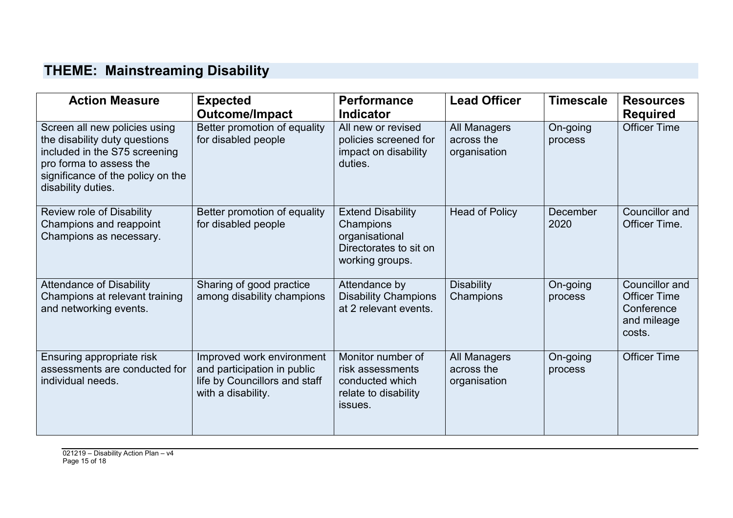## THEME: Mainstreaming Disability

| Action Measure | Expected Outcome/Impact | Performance Indicator | Lead Officer | Timescale | Resources Required |
|---|---|---|---|---|---|
| Screen all new policies using the disability duty questions included in the S75 screening pro forma to assess the significance of the policy on the disability duties. | Better promotion of equality for disabled people | All new or revised policies screened for impact on disability duties. | All Managers across the organisation | On-going process | Officer Time |
| Review role of Disability Champions and reappoint Champions as necessary. | Better promotion of equality for disabled people | Extend Disability Champions organisational Directorates to sit on working groups. | Head of Policy | December 2020 | Councillor and Officer Time. |
| Attendance of Disability Champions at relevant training and networking events. | Sharing of good practice among disability champions | Attendance by Disability Champions at 2 relevant events. | Disability Champions | On-going process | Councillor and Officer Time Conference and mileage costs. |
| Ensuring appropriate risk assessments are conducted for individual needs. | Improved work environment and participation in public life by Councillors and staff with a disability. | Monitor number of risk assessments conducted which relate to disability issues. | All Managers across the organisation | On-going process | Officer Time |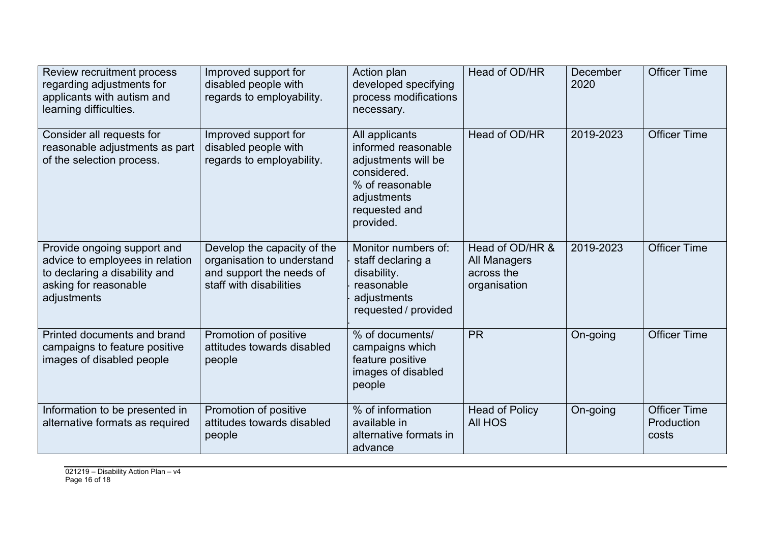| | | | | | |
|---|---|---|---|---|---|
| Review recruitment process regarding adjustments for applicants with autism and learning difficulties. | Improved support for disabled people with regards to employability. | Action plan developed specifying process modifications necessary. | Head of OD/HR | December 2020 | Officer Time |
| Consider all requests for reasonable adjustments as part of the selection process. | Improved support for disabled people with regards to employability. | All applicants informed reasonable adjustments will be considered.<br>% of reasonable adjustments requested and provided. | Head of OD/HR | 2019-2023 | Officer Time |
| Provide ongoing support and advice to employees in relation to declaring a disability and asking for reasonable adjustments | Develop the capacity of the organisation to understand and support the needs of staff with disabilities | Monitor numbers of:<br>- staff declaring a disability.<br>- reasonable adjustments requested / provided | Head of OD/HR & All Managers across the organisation | 2019-2023 | Officer Time |
| Printed documents and brand campaigns to feature positive images of disabled people | Promotion of positive attitudes towards disabled people | % of documents/ campaigns which feature positive images of disabled people | PR | On-going | Officer Time |
| Information to be presented in alternative formats as required | Promotion of positive attitudes towards disabled people | % of information available in alternative formats in advance | Head of Policy<br>All HOS | On-going | Officer Time<br>Production costs |

021219 – Disability Action Plan – v4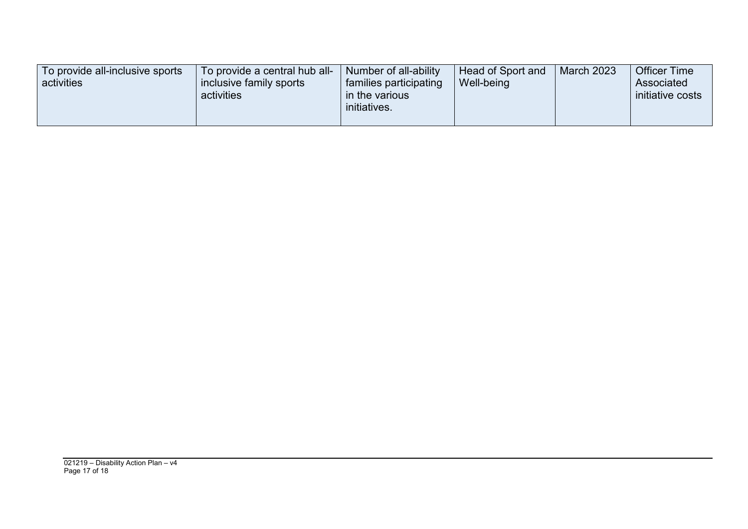| | | | | | |
|---|---|---|---|---|---|
| To provide all-inclusive sports activities | To provide a central hub all-inclusive family sports activities | Number of all-ability families participating in the various initiatives. | Head of Sport and Well-being | March 2023 | Officer Time Associated initiative costs |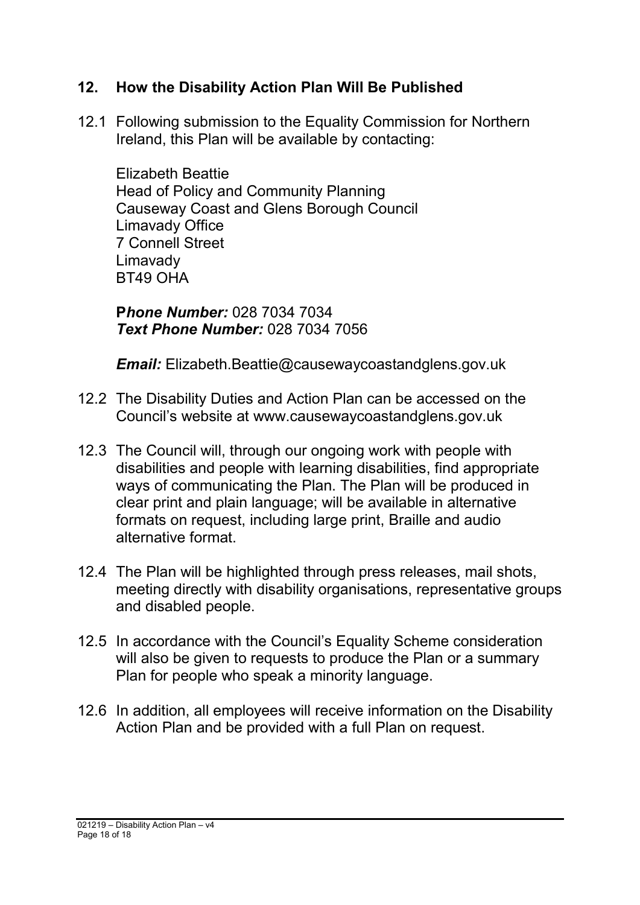## 12. How the Disability Action Plan Will Be Published

12.1 Following submission to the Equality Commission for Northern Ireland, this Plan will be available by contacting:

Elizabeth Beattie
Head of Policy and Community Planning
Causeway Coast and Glens Borough Council
Limavady Office
7 Connell Street
Limavady
BT49 OHA

**P*hone Number:*** 028 7034 7034
***Text Phone Number:*** 028 7034 7056

***Email:*** Elizabeth.Beattie@causewaycoastandglens.gov.uk

12.2 The Disability Duties and Action Plan can be accessed on the Council's website at www.causewaycoastandglens.gov.uk

12.3 The Council will, through our ongoing work with people with disabilities and people with learning disabilities, find appropriate ways of communicating the Plan. The Plan will be produced in clear print and plain language; will be available in alternative formats on request, including large print, Braille and audio alternative format.

12.4 The Plan will be highlighted through press releases, mail shots, meeting directly with disability organisations, representative groups and disabled people.

12.5 In accordance with the Council's Equality Scheme consideration will also be given to requests to produce the Plan or a summary Plan for people who speak a minority language.

12.6 In addition, all employees will receive information on the Disability Action Plan and be provided with a full Plan on request.